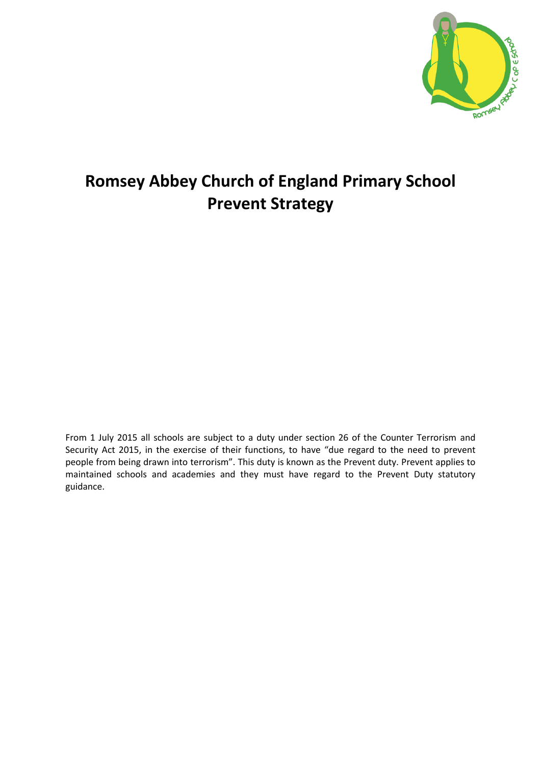# Romsey Abbey Church of England Primary School
# Prevent Strategy

From 1 July 2015 all schools are subject to a duty under section 26 of the Counter Terrorism and Security Act 2015, in the exercise of their functions, to have "due regard to the need to prevent people from being drawn into terrorism". This duty is known as the Prevent duty. Prevent applies to maintained schools and academies and they must have regard to the Prevent Duty statutory guidance.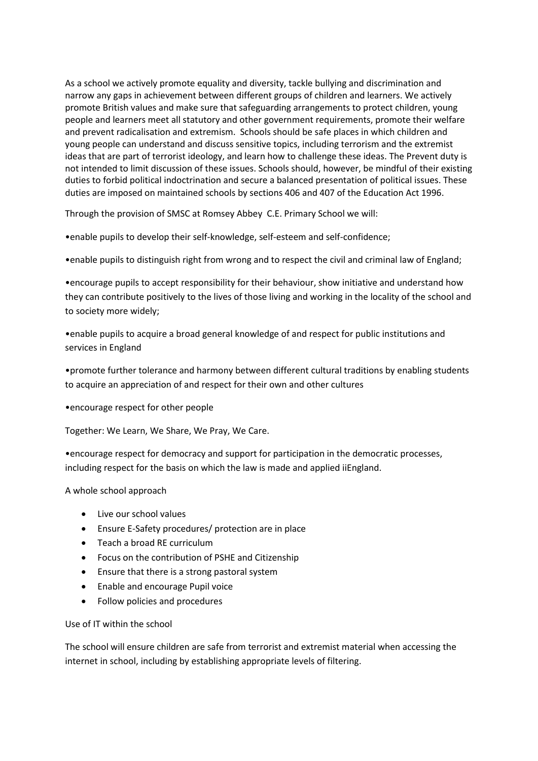As a school we actively promote equality and diversity, tackle bullying and discrimination and narrow any gaps in achievement between different groups of children and learners. We actively promote British values and make sure that safeguarding arrangements to protect children, young people and learners meet all statutory and other government requirements, promote their welfare and prevent radicalisation and extremism. Schools should be safe places in which children and young people can understand and discuss sensitive topics, including terrorism and the extremist ideas that are part of terrorist ideology, and learn how to challenge these ideas. The Prevent duty is not intended to limit discussion of these issues. Schools should, however, be mindful of their existing duties to forbid political indoctrination and secure a balanced presentation of political issues. These duties are imposed on maintained schools by sections 406 and 407 of the Education Act 1996.

Through the provision of SMSC at Romsey Abbey C.E. Primary School we will:

•enable pupils to develop their self-knowledge, self-esteem and self-confidence;

•enable pupils to distinguish right from wrong and to respect the civil and criminal law of England;

•encourage pupils to accept responsibility for their behaviour, show initiative and understand how they can contribute positively to the lives of those living and working in the locality of the school and to society more widely;

•enable pupils to acquire a broad general knowledge of and respect for public institutions and services in England

•promote further tolerance and harmony between different cultural traditions by enabling students to acquire an appreciation of and respect for their own and other cultures

•encourage respect for other people

Together: We Learn, We Share, We Pray, We Care.

•encourage respect for democracy and support for participation in the democratic processes, including respect for the basis on which the law is made and applied iiEngland.

A whole school approach

- Live our school values
- Ensure E-Safety procedures/ protection are in place
- Teach a broad RE curriculum
- Focus on the contribution of PSHE and Citizenship
- Ensure that there is a strong pastoral system
- Enable and encourage Pupil voice
- Follow policies and procedures

Use of IT within the school

The school will ensure children are safe from terrorist and extremist material when accessing the internet in school, including by establishing appropriate levels of filtering.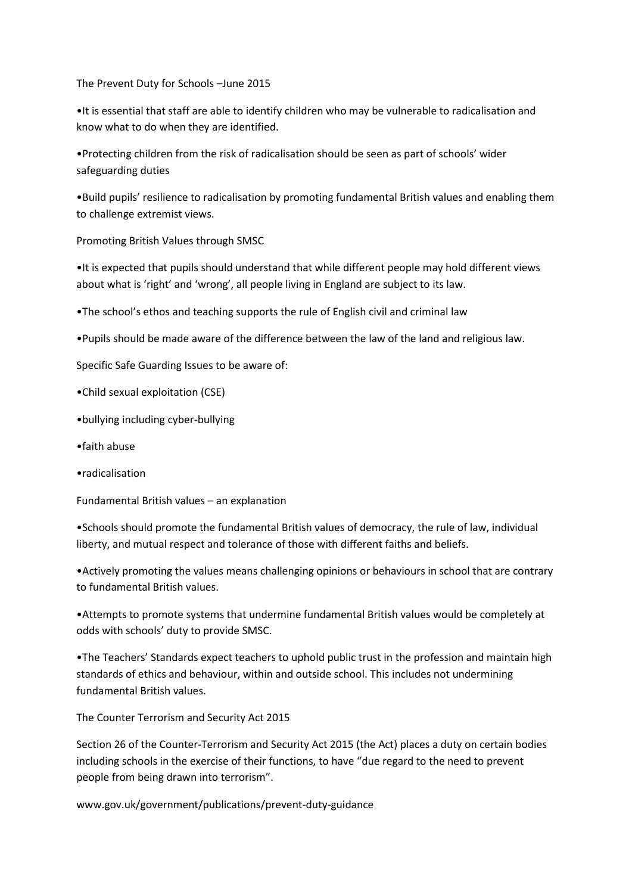## The Prevent Duty for Schools –June 2015

- It is essential that staff are able to identify children who may be vulnerable to radicalisation and know what to do when they are identified.
- Protecting children from the risk of radicalisation should be seen as part of schools' wider safeguarding duties
- Build pupils' resilience to radicalisation by promoting fundamental British values and enabling them to challenge extremist views.

## Promoting British Values through SMSC

- It is expected that pupils should understand that while different people may hold different views about what is 'right' and 'wrong', all people living in England are subject to its law.
- The school's ethos and teaching supports the rule of English civil and criminal law
- Pupils should be made aware of the difference between the law of the land and religious law.

## Specific Safe Guarding Issues to be aware of:

- Child sexual exploitation (CSE)
- bullying including cyber-bullying
- faith abuse
- radicalisation

## Fundamental British values – an explanation

- Schools should promote the fundamental British values of democracy, the rule of law, individual liberty, and mutual respect and tolerance of those with different faiths and beliefs.
- Actively promoting the values means challenging opinions or behaviours in school that are contrary to fundamental British values.
- Attempts to promote systems that undermine fundamental British values would be completely at odds with schools' duty to provide SMSC.
- The Teachers' Standards expect teachers to uphold public trust in the profession and maintain high standards of ethics and behaviour, within and outside school. This includes not undermining fundamental British values.

## The Counter Terrorism and Security Act 2015

Section 26 of the Counter-Terrorism and Security Act 2015 (the Act) places a duty on certain bodies including schools in the exercise of their functions, to have "due regard to the need to prevent people from being drawn into terrorism".

www.gov.uk/government/publications/prevent-duty-guidance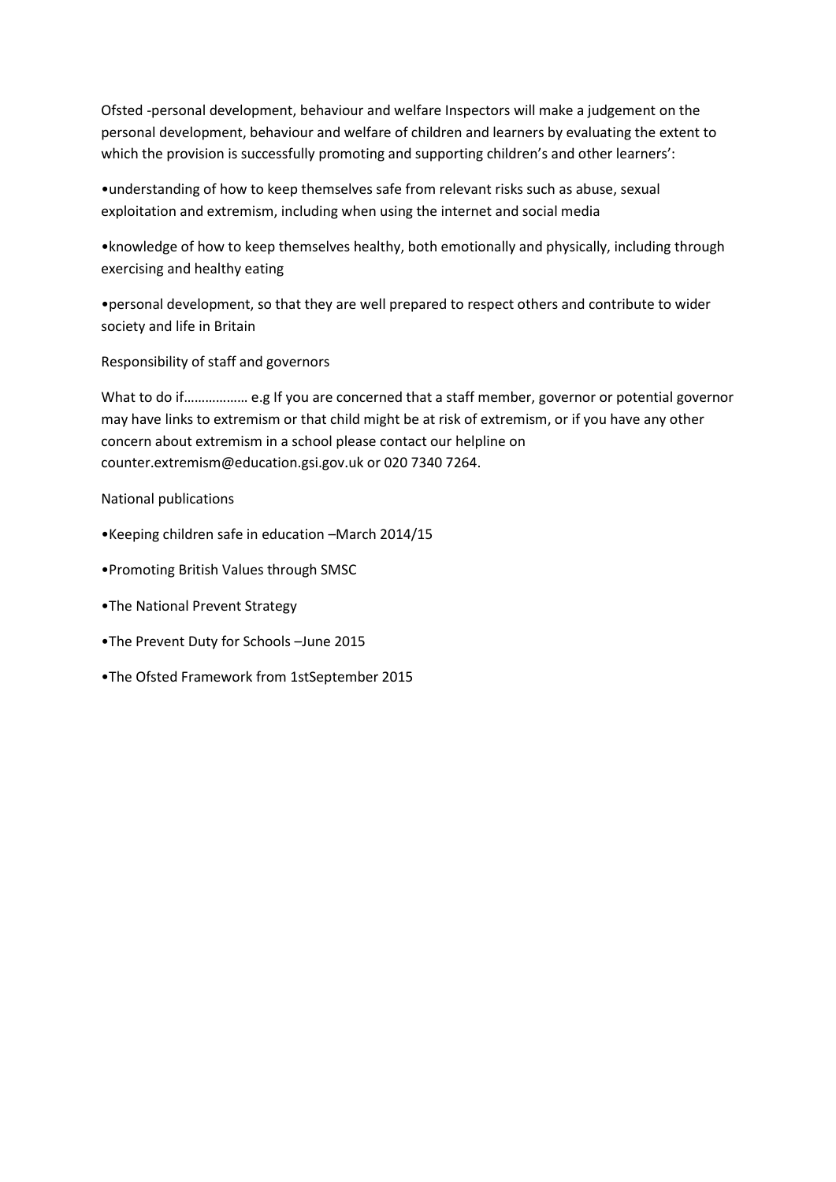Ofsted -personal development, behaviour and welfare Inspectors will make a judgement on the personal development, behaviour and welfare of children and learners by evaluating the extent to which the provision is successfully promoting and supporting children's and other learners':

- understanding of how to keep themselves safe from relevant risks such as abuse, sexual exploitation and extremism, including when using the internet and social media
- knowledge of how to keep themselves healthy, both emotionally and physically, including through exercising and healthy eating
- personal development, so that they are well prepared to respect others and contribute to wider society and life in Britain

Responsibility of staff and governors

What to do if……………… e.g If you are concerned that a staff member, governor or potential governor may have links to extremism or that child might be at risk of extremism, or if you have any other concern about extremism in a school please contact our helpline on counter.extremism@education.gsi.gov.uk or 020 7340 7264.

National publications

- Keeping children safe in education –March 2014/15
- Promoting British Values through SMSC
- The National Prevent Strategy
- The Prevent Duty for Schools –June 2015
- The Ofsted Framework from 1stSeptember 2015